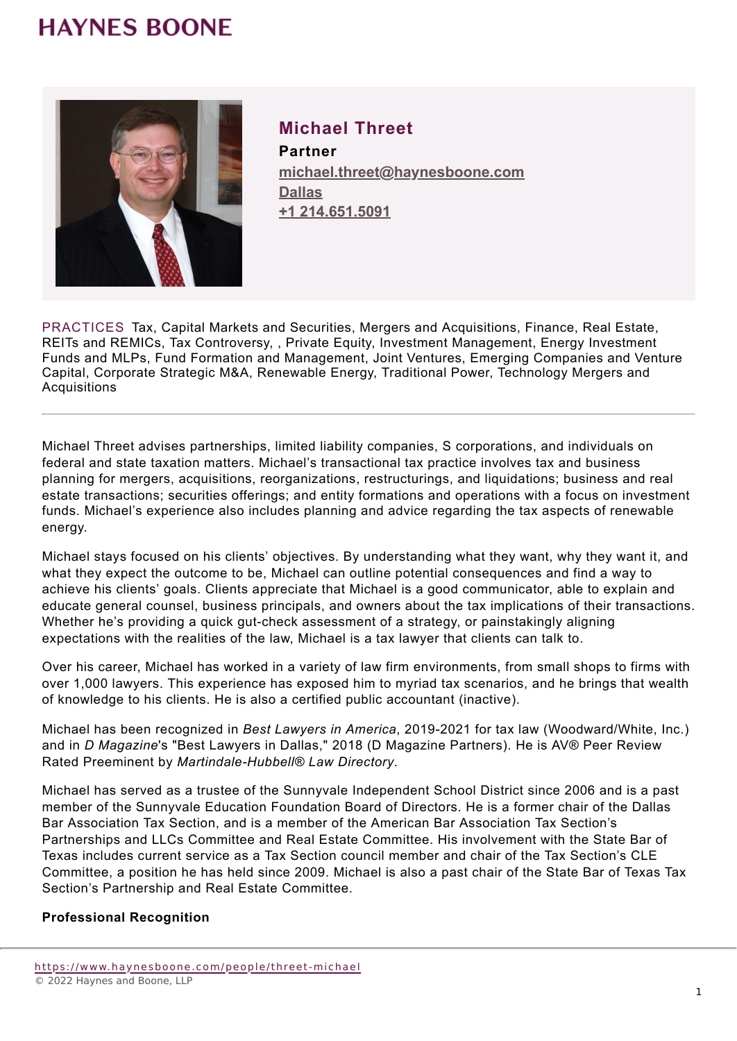# HAYNES BOONE

## Michael Threet

**Partner**

michael.threet@haynesboone.com

Dallas

+1 214.651.5091

PRACTICES Tax, Capital Markets and Securities, Mergers and Acquisitions, Finance, Real Estate, REITs and REMICs, Tax Controversy, , Private Equity, Investment Management, Energy Investment Funds and MLPs, Fund Formation and Management, Joint Ventures, Emerging Companies and Venture Capital, Corporate Strategic M&A, Renewable Energy, Traditional Power, Technology Mergers and Acquisitions

---

Michael Threet advises partnerships, limited liability companies, S corporations, and individuals on federal and state taxation matters. Michael's transactional tax practice involves tax and business planning for mergers, acquisitions, reorganizations, restructurings, and liquidations; business and real estate transactions; securities offerings; and entity formations and operations with a focus on investment funds. Michael's experience also includes planning and advice regarding the tax aspects of renewable energy.

Michael stays focused on his clients' objectives. By understanding what they want, why they want it, and what they expect the outcome to be, Michael can outline potential consequences and find a way to achieve his clients' goals. Clients appreciate that Michael is a good communicator, able to explain and educate general counsel, business principals, and owners about the tax implications of their transactions. Whether he's providing a quick gut-check assessment of a strategy, or painstakingly aligning expectations with the realities of the law, Michael is a tax lawyer that clients can talk to.

Over his career, Michael has worked in a variety of law firm environments, from small shops to firms with over 1,000 lawyers. This experience has exposed him to myriad tax scenarios, and he brings that wealth of knowledge to his clients. He is also a certified public accountant (inactive).

Michael has been recognized in *Best Lawyers in America*, 2019-2021 for tax law (Woodward/White, Inc.) and in *D Magazine*'s "Best Lawyers in Dallas," 2018 (D Magazine Partners). He is AV® Peer Review Rated Preeminent by *Martindale-Hubbell® Law Directory*.

Michael has served as a trustee of the Sunnyvale Independent School District since 2006 and is a past member of the Sunnyvale Education Foundation Board of Directors. He is a former chair of the Dallas Bar Association Tax Section, and is a member of the American Bar Association Tax Section's Partnerships and LLCs Committee and Real Estate Committee. His involvement with the State Bar of Texas includes current service as a Tax Section council member and chair of the Tax Section's CLE Committee, a position he has held since 2009. Michael is also a past chair of the State Bar of Texas Tax Section's Partnership and Real Estate Committee.

**Professional Recognition**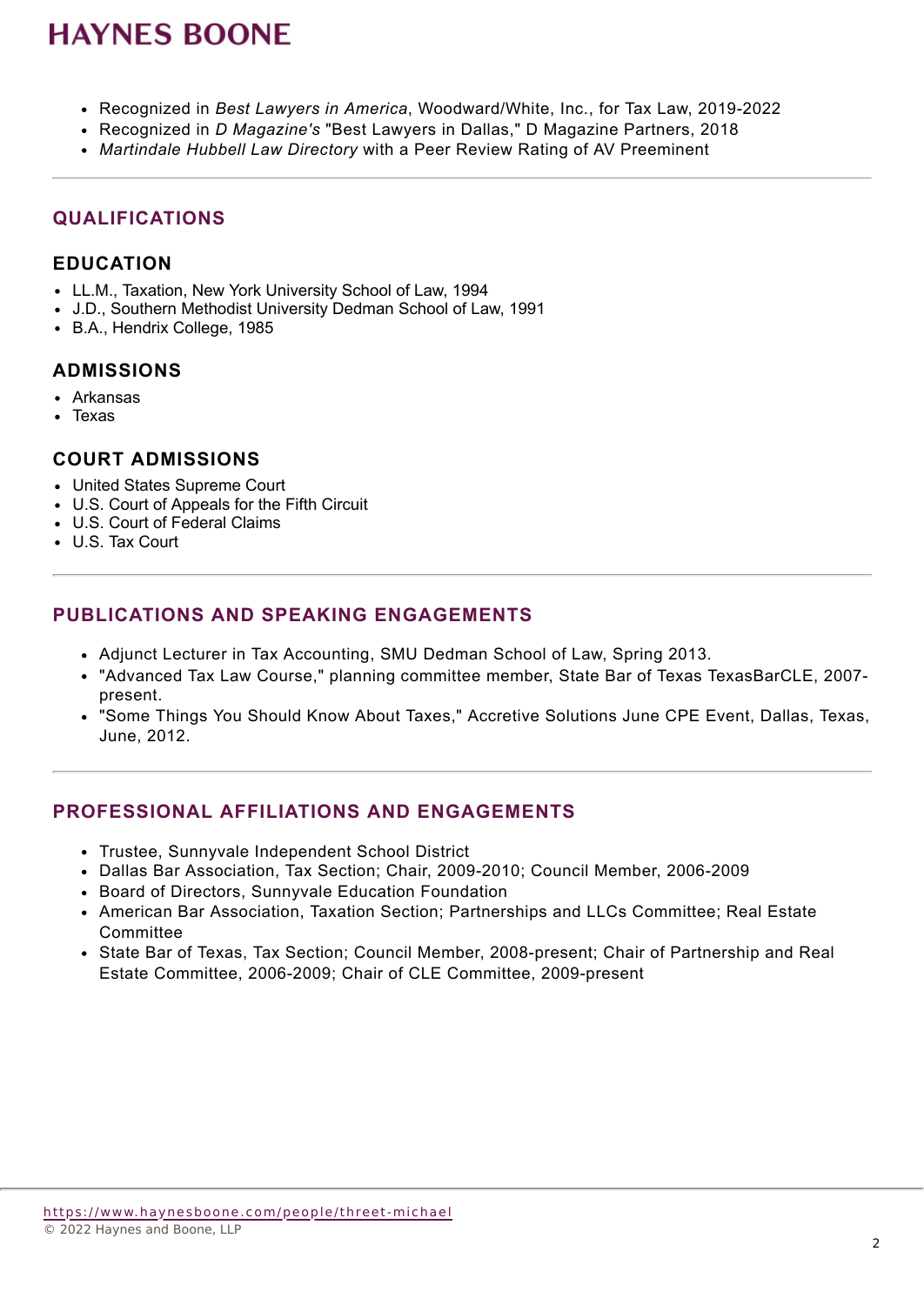- Recognized in *Best Lawyers in America*, Woodward/White, Inc., for Tax Law, 2019-2022
- Recognized in *D Magazine's* "Best Lawyers in Dallas," D Magazine Partners, 2018
- *Martindale Hubbell Law Directory* with a Peer Review Rating of AV Preeminent

## QUALIFICATIONS

### EDUCATION

- LL.M., Taxation, New York University School of Law, 1994
- J.D., Southern Methodist University Dedman School of Law, 1991
- B.A., Hendrix College, 1985

### ADMISSIONS

- Arkansas
- Texas

### COURT ADMISSIONS

- United States Supreme Court
- U.S. Court of Appeals for the Fifth Circuit
- U.S. Court of Federal Claims
- U.S. Tax Court

## PUBLICATIONS AND SPEAKING ENGAGEMENTS

- Adjunct Lecturer in Tax Accounting, SMU Dedman School of Law, Spring 2013.
- "Advanced Tax Law Course," planning committee member, State Bar of Texas TexasBarCLE, 2007-present.
- "Some Things You Should Know About Taxes," Accretive Solutions June CPE Event, Dallas, Texas, June, 2012.

## PROFESSIONAL AFFILIATIONS AND ENGAGEMENTS

- Trustee, Sunnyvale Independent School District
- Dallas Bar Association, Tax Section; Chair, 2009-2010; Council Member, 2006-2009
- Board of Directors, Sunnyvale Education Foundation
- American Bar Association, Taxation Section; Partnerships and LLCs Committee; Real Estate Committee
- State Bar of Texas, Tax Section; Council Member, 2008-present; Chair of Partnership and Real Estate Committee, 2006-2009; Chair of CLE Committee, 2009-present